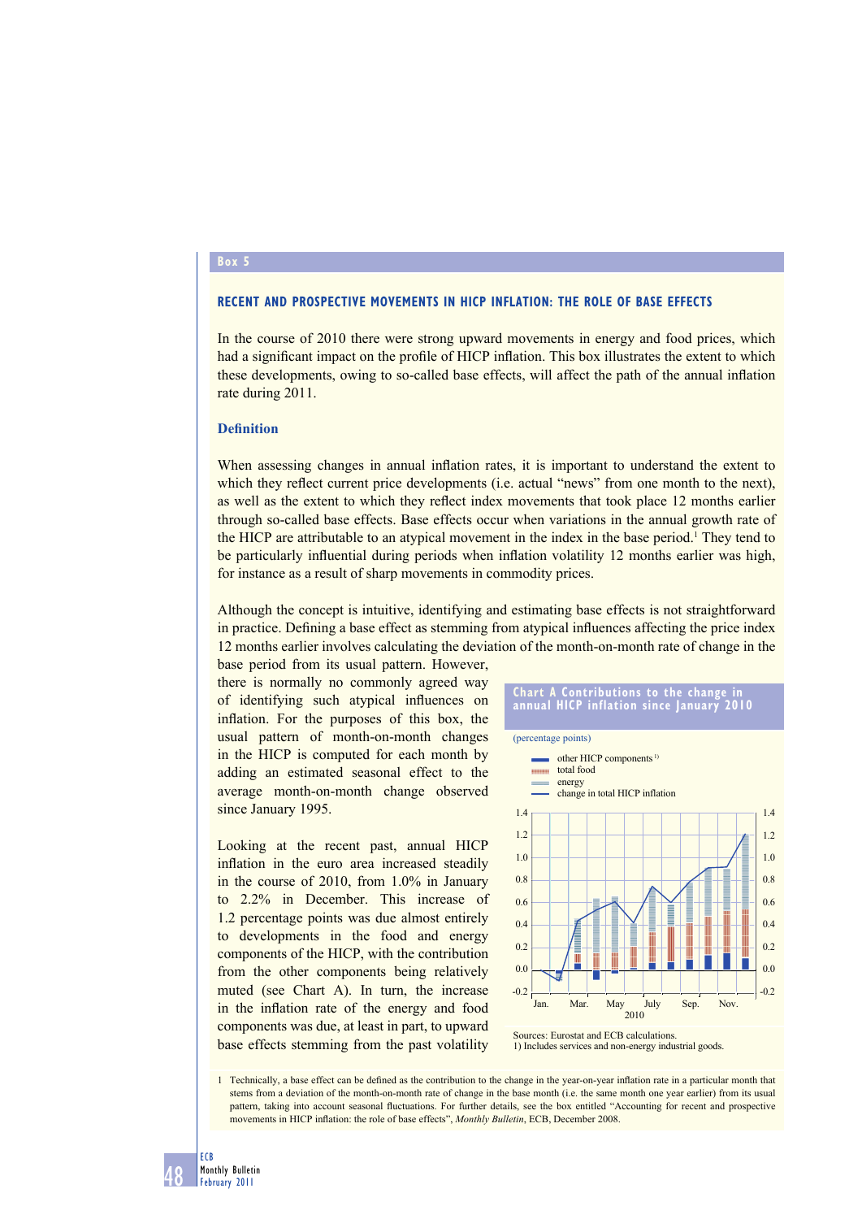## Box 5

### RECENT AND PROSPECTIVE MOVEMENTS IN HICP INFLATION: THE ROLE OF BASE EFFECTS

In the course of 2010 there were strong upward movements in energy and food prices, which had a significant impact on the profile of HICP inflation. This box illustrates the extent to which these developments, owing to so-called base effects, will affect the path of the annual inflation rate during 2011.

#### Definition

When assessing changes in annual inflation rates, it is important to understand the extent to which they reflect current price developments (i.e. actual "news" from one month to the next), as well as the extent to which they reflect index movements that took place 12 months earlier through so-called base effects. Base effects occur when variations in the annual growth rate of the HICP are attributable to an atypical movement in the index in the base period.[1] They tend to be particularly influential during periods when inflation volatility 12 months earlier was high, for instance as a result of sharp movements in commodity prices.

Although the concept is intuitive, identifying and estimating base effects is not straightforward in practice. Defining a base effect as stemming from atypical influences affecting the price index 12 months earlier involves calculating the deviation of the month-on-month rate of change in the base period from its usual pattern. However, there is normally no commonly agreed way of identifying such atypical influences on inflation. For the purposes of this box, the usual pattern of month-on-month changes in the HICP is computed for each month by adding an estimated seasonal effect to the average month-on-month change observed since January 1995.

Looking at the recent past, annual HICP inflation in the euro area increased steadily in the course of 2010, from 1.0% in January to 2.2% in December. This increase of 1.2 percentage points was due almost entirely to developments in the food and energy components of the HICP, with the contribution from the other components being relatively muted (see Chart A). In turn, the increase in the inflation rate of the energy and food components was due, at least in part, to upward base effects stemming from the past volatility

**Chart A Contributions to the change in annual HICP inflation since January 2010**

(percentage points)

- other HICP components[1)]
- total food
- energy
- change in total HICP inflation

Sources: Eurostat and ECB calculations.
1) Includes services and non-energy industrial goods.

1 Technically, a base effect can be defined as the contribution to the change in the year-on-year inflation rate in a particular month that stems from a deviation of the month-on-month rate of change in the base month (i.e. the same month one year earlier) from its usual pattern, taking into account seasonal fluctuations. For further details, see the box entitled "Accounting for recent and prospective movements in HICP inflation: the role of base effects", *Monthly Bulletin*, ECB, December 2008.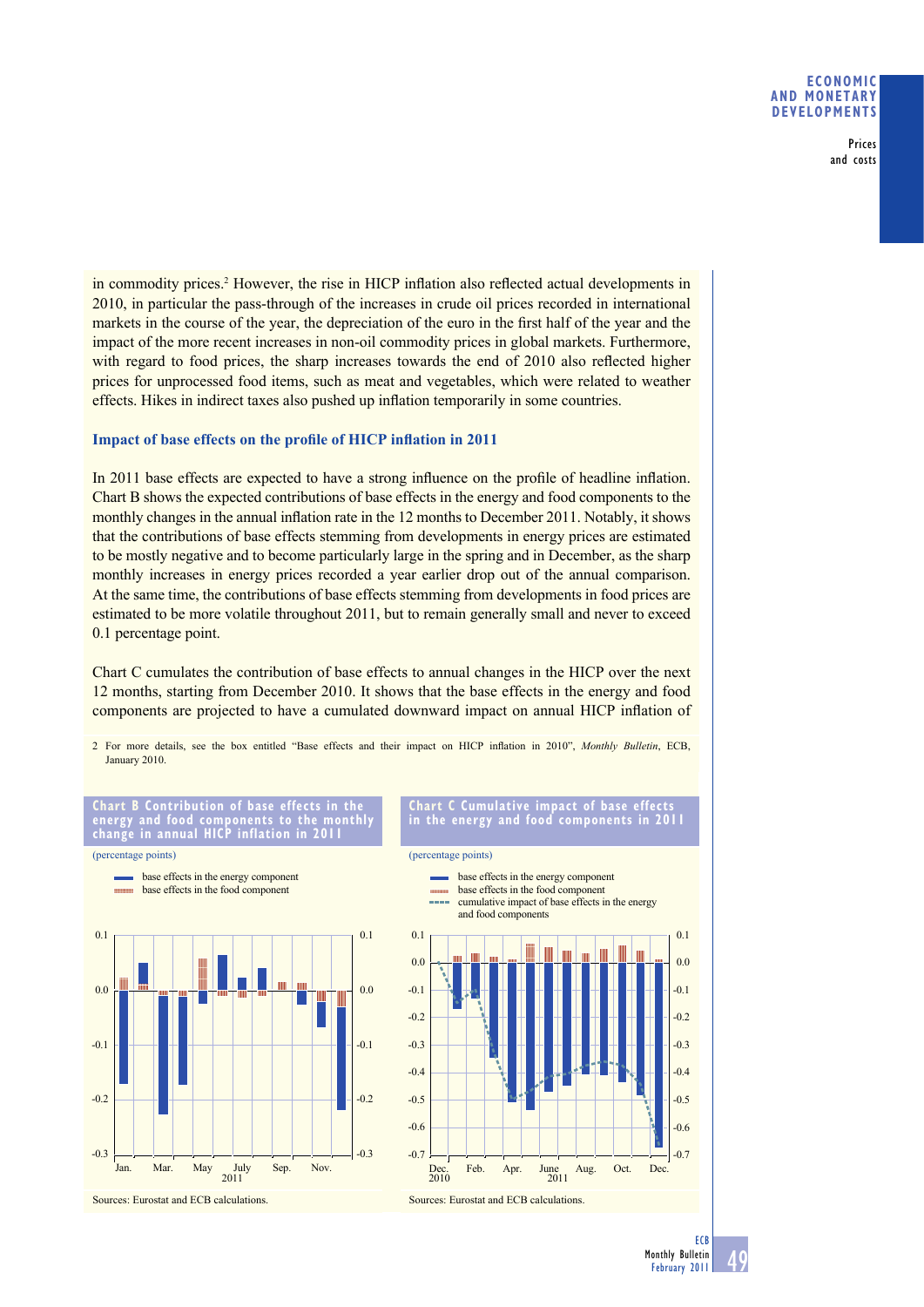in commodity prices.[2] However, the rise in HICP inflation also reflected actual developments in 2010, in particular the pass-through of the increases in crude oil prices recorded in international markets in the course of the year, the depreciation of the euro in the first half of the year and the impact of the more recent increases in non-oil commodity prices in global markets. Furthermore, with regard to food prices, the sharp increases towards the end of 2010 also reflected higher prices for unprocessed food items, such as meat and vegetables, which were related to weather effects. Hikes in indirect taxes also pushed up inflation temporarily in some countries.

### Impact of base effects on the profile of HICP inflation in 2011

In 2011 base effects are expected to have a strong influence on the profile of headline inflation. Chart B shows the expected contributions of base effects in the energy and food components to the monthly changes in the annual inflation rate in the 12 months to December 2011. Notably, it shows that the contributions of base effects stemming from developments in energy prices are estimated to be mostly negative and to become particularly large in the spring and in December, as the sharp monthly increases in energy prices recorded a year earlier drop out of the annual comparison. At the same time, the contributions of base effects stemming from developments in food prices are estimated to be more volatile throughout 2011, but to remain generally small and never to exceed 0.1 percentage point.

Chart C cumulates the contribution of base effects to annual changes in the HICP over the next 12 months, starting from December 2010. It shows that the base effects in the energy and food components are projected to have a cumulated downward impact on annual HICP inflation of

2 For more details, see the box entitled "Base effects and their impact on HICP inflation in 2010", *Monthly Bulletin*, ECB, January 2010.

**Chart B Contribution of base effects in the energy and food components to the monthly change in annual HICP inflation in 2011**

(percentage points)

- base effects in the energy component
- base effects in the food component

Sources: Eurostat and ECB calculations.

**Chart C Cumulative impact of base effects in the energy and food components in 2011**

(percentage points)

- base effects in the energy component
- base effects in the food component
- cumulative impact of base effects in the energy and food components

Sources: Eurostat and ECB calculations.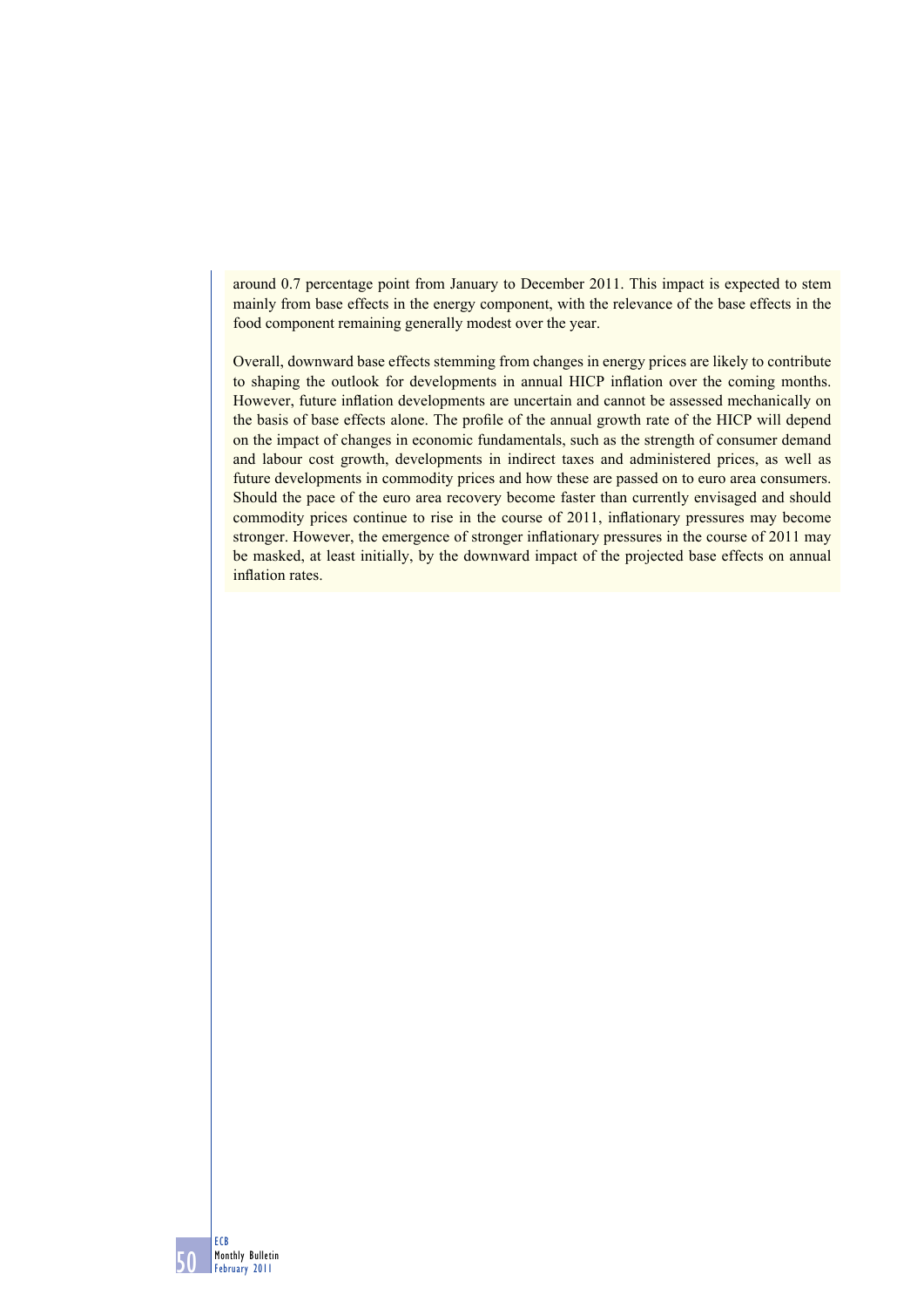around 0.7 percentage point from January to December 2011. This impact is expected to stem mainly from base effects in the energy component, with the relevance of the base effects in the food component remaining generally modest over the year.

Overall, downward base effects stemming from changes in energy prices are likely to contribute to shaping the outlook for developments in annual HICP inflation over the coming months. However, future inflation developments are uncertain and cannot be assessed mechanically on the basis of base effects alone. The profile of the annual growth rate of the HICP will depend on the impact of changes in economic fundamentals, such as the strength of consumer demand and labour cost growth, developments in indirect taxes and administered prices, as well as future developments in commodity prices and how these are passed on to euro area consumers. Should the pace of the euro area recovery become faster than currently envisaged and should commodity prices continue to rise in the course of 2011, inflationary pressures may become stronger. However, the emergence of stronger inflationary pressures in the course of 2011 may be masked, at least initially, by the downward impact of the projected base effects on annual inflation rates.